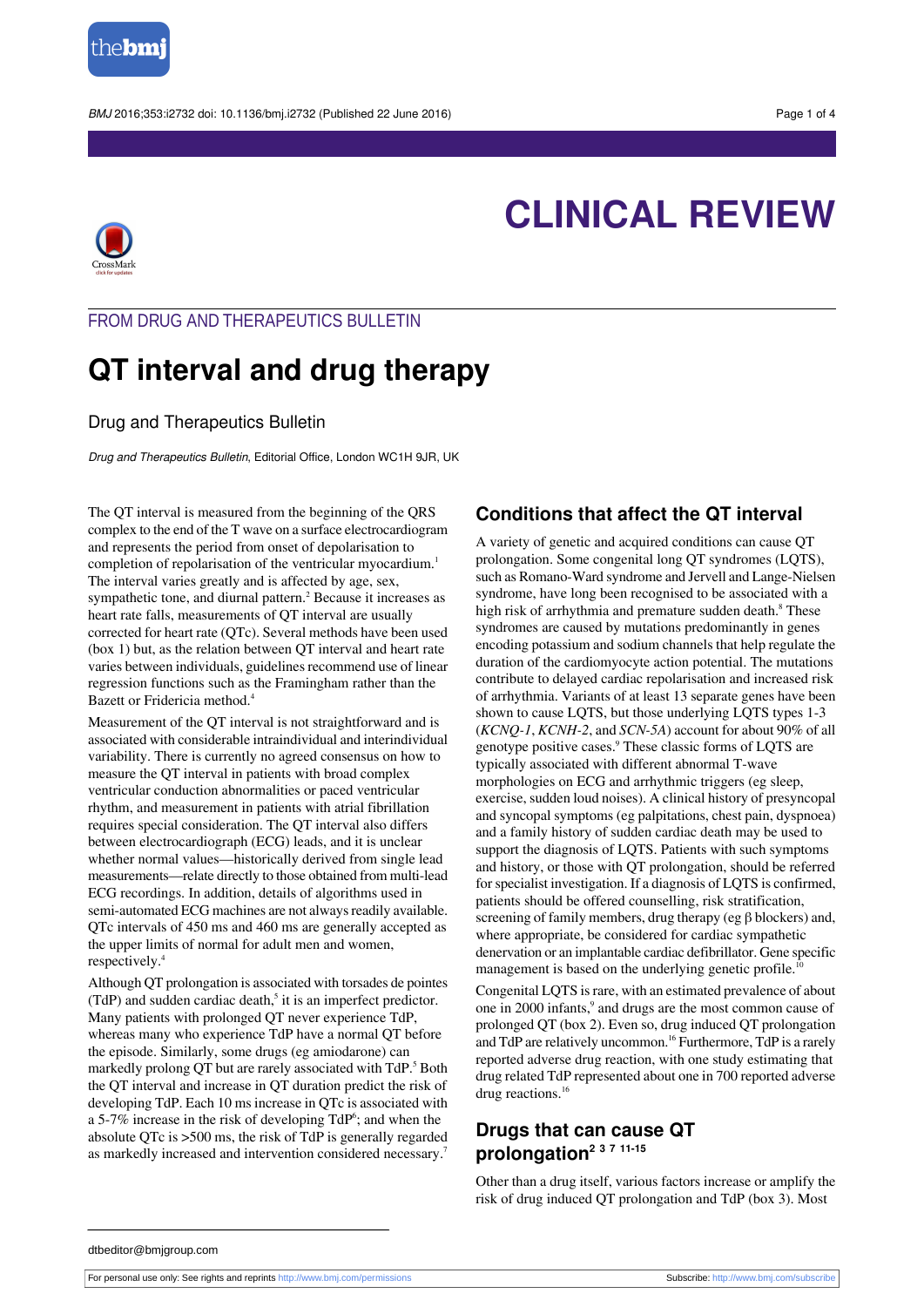# CLINICAL REVIEW

FROM DRUG AND THERAPEUTICS BULLETIN

# QT interval and drug therapy

Drug and Therapeutics Bulletin

*Drug and Therapeutics Bulletin*, Editorial Office, London WC1H 9JR, UK

The QT interval is measured from the beginning of the QRS complex to the end of the T wave on a surface electrocardiogram and represents the period from onset of depolarisation to completion of repolarisation of the ventricular myocardium.[1] The interval varies greatly and is affected by age, sex, sympathetic tone, and diurnal pattern.[2] Because it increases as heart rate falls, measurements of QT interval are usually corrected for heart rate (QTc). Several methods have been used (box 1) but, as the relation between QT interval and heart rate varies between individuals, guidelines recommend use of linear regression functions such as the Framingham rather than the Bazett or Fridericia method.[4]

Measurement of the QT interval is not straightforward and is associated with considerable intraindividual and interindividual variability. There is currently no agreed consensus on how to measure the QT interval in patients with broad complex ventricular conduction abnormalities or paced ventricular rhythm, and measurement in patients with atrial fibrillation requires special consideration. The QT interval also differs between electrocardiograph (ECG) leads, and it is unclear whether normal values—historically derived from single lead measurements—relate directly to those obtained from multi-lead ECG recordings. In addition, details of algorithms used in semi-automated ECG machines are not always readily available. QTc intervals of 450 ms and 460 ms are generally accepted as the upper limits of normal for adult men and women, respectively.[4]

Although QT prolongation is associated with torsades de pointes (TdP) and sudden cardiac death,[5] it is an imperfect predictor. Many patients with prolonged QT never experience TdP, whereas many who experience TdP have a normal QT before the episode. Similarly, some drugs (eg amiodarone) can markedly prolong QT but are rarely associated with TdP.[5] Both the QT interval and increase in QT duration predict the risk of developing TdP. Each 10 ms increase in QTc is associated with a 5-7% increase in the risk of developing TdP[6]; and when the absolute QTc is >500 ms, the risk of TdP is generally regarded as markedly increased and intervention considered necessary.[7]

## Conditions that affect the QT interval

A variety of genetic and acquired conditions can cause QT prolongation. Some congenital long QT syndromes (LQTS), such as Romano-Ward syndrome and Jervell and Lange-Nielsen syndrome, have long been recognised to be associated with a high risk of arrhythmia and premature sudden death.[8] These syndromes are caused by mutations predominantly in genes encoding potassium and sodium channels that help regulate the duration of the cardiomyocyte action potential. The mutations contribute to delayed cardiac repolarisation and increased risk of arrhythmia. Variants of at least 13 separate genes have been shown to cause LQTS, but those underlying LQTS types 1-3 (*KCNQ-1*, *KCNH-2*, and *SCN-5A*) account for about 90% of all genotype positive cases.[9] These classic forms of LQTS are typically associated with different abnormal T-wave morphologies on ECG and arrhythmic triggers (eg sleep, exercise, sudden loud noises). A clinical history of presyncopal and syncopal symptoms (eg palpitations, chest pain, dyspnoea) and a family history of sudden cardiac death may be used to support the diagnosis of LQTS. Patients with such symptoms and history, or those with QT prolongation, should be referred for specialist investigation. If a diagnosis of LQTS is confirmed, patients should be offered counselling, risk stratification, screening of family members, drug therapy (eg β blockers) and, where appropriate, be considered for cardiac sympathetic denervation or an implantable cardiac defibrillator. Gene specific management is based on the underlying genetic profile.[10]

Congenital LQTS is rare, with an estimated prevalence of about one in 2000 infants,[9] and drugs are the most common cause of prolonged QT (box 2). Even so, drug induced QT prolongation and TdP are relatively uncommon.[16] Furthermore, TdP is a rarely reported adverse drug reaction, with one study estimating that drug related TdP represented about one in 700 reported adverse drug reactions.[16]

## Drugs that can cause QT prolongation[2 3 7 11-15]

Other than a drug itself, various factors increase or amplify the risk of drug induced QT prolongation and TdP (box 3). Most

dtbeditor@bmjgroup.com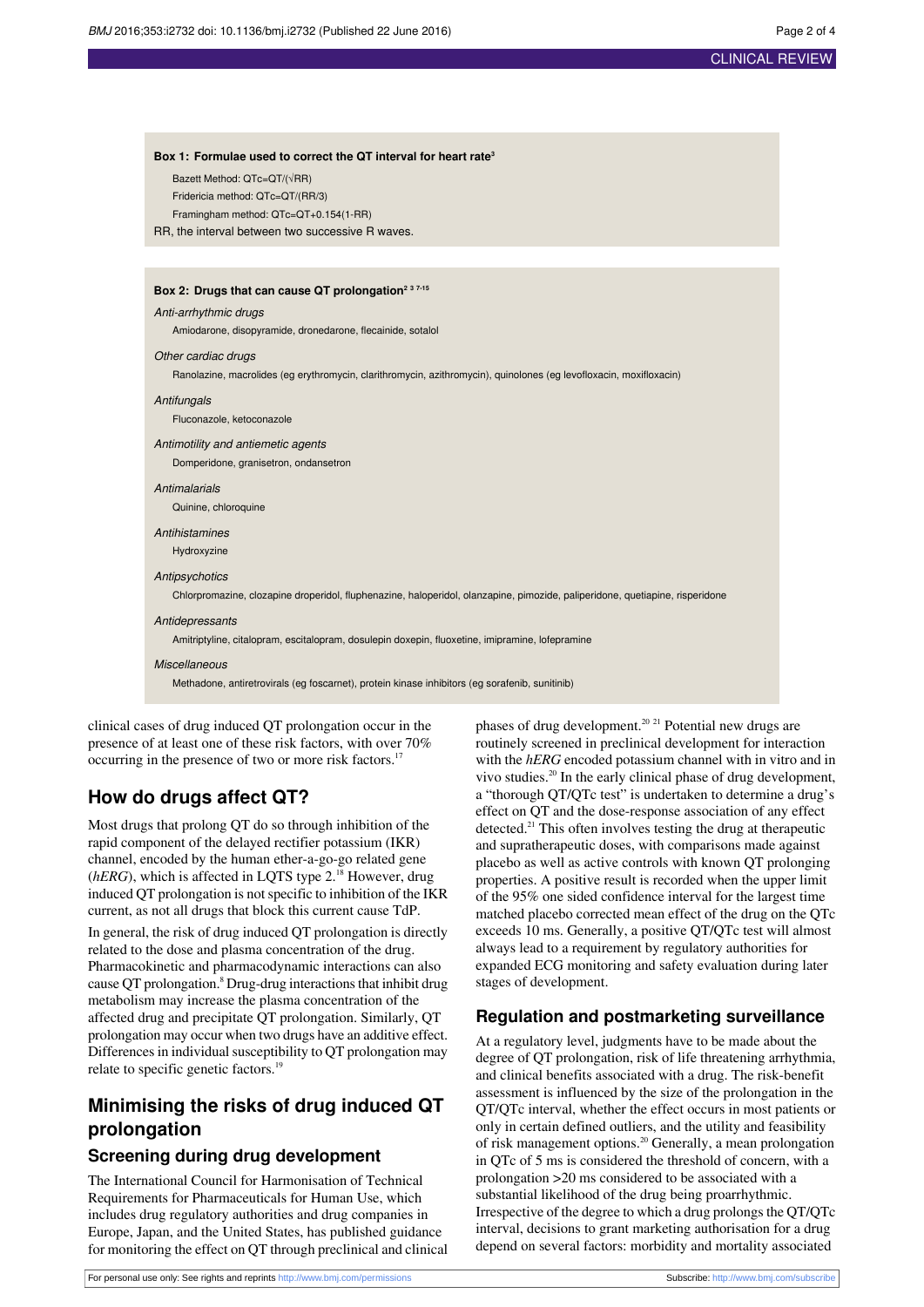**Box 1: Formulae used to correct the QT interval for heart rate[3]**

Bazett Method: QTc=QT/(√RR)

Fridericia method: QTc=QT/(RR/3)

Framingham method: QTc=QT+0.154(1-RR)

RR, the interval between two successive R waves.

**Box 2: Drugs that can cause QT prolongation[2 3 7-15]**

*Anti-arrhythmic drugs*

Amiodarone, disopyramide, dronedarone, flecainide, sotalol

*Other cardiac drugs*

Ranolazine, macrolides (eg erythromycin, clarithromycin, azithromycin), quinolones (eg levofloxacin, moxifloxacin)

*Antifungals*

Fluconazole, ketoconazole

*Antimotility and antiemetic agents*

Domperidone, granisetron, ondansetron

*Antimalarials*

Quinine, chloroquine

*Antihistamines*

Hydroxyzine

*Antipsychotics*

Chlorpromazine, clozapine droperidol, fluphenazine, haloperidol, olanzapine, pimozide, paliperidone, quetiapine, risperidone

*Antidepressants*

Amitriptyline, citalopram, escitalopram, dosulepin doxepin, fluoxetine, imipramine, lofepramine

*Miscellaneous*

Methadone, antiretrovirals (eg foscarnet), protein kinase inhibitors (eg sorafenib, sunitinib)

clinical cases of drug induced QT prolongation occur in the presence of at least one of these risk factors, with over 70% occurring in the presence of two or more risk factors.[17]

## How do drugs affect QT?

Most drugs that prolong QT do so through inhibition of the rapid component of the delayed rectifier potassium (IKR) channel, encoded by the human ether-a-go-go related gene (*hERG*), which is affected in LQTS type 2.[18] However, drug induced QT prolongation is not specific to inhibition of the IKR current, as not all drugs that block this current cause TdP.

In general, the risk of drug induced QT prolongation is directly related to the dose and plasma concentration of the drug. Pharmacokinetic and pharmacodynamic interactions can also cause QT prolongation.[8] Drug-drug interactions that inhibit drug metabolism may increase the plasma concentration of the affected drug and precipitate QT prolongation. Similarly, QT prolongation may occur when two drugs have an additive effect. Differences in individual susceptibility to QT prolongation may relate to specific genetic factors.[19]

## Minimising the risks of drug induced QT prolongation

### Screening during drug development

The International Council for Harmonisation of Technical Requirements for Pharmaceuticals for Human Use, which includes drug regulatory authorities and drug companies in Europe, Japan, and the United States, has published guidance for monitoring the effect on QT through preclinical and clinical phases of drug development.[20 21] Potential new drugs are routinely screened in preclinical development for interaction with the *hERG* encoded potassium channel with in vitro and in vivo studies.[20] In the early clinical phase of drug development, a "thorough QT/QTc test" is undertaken to determine a drug's effect on QT and the dose-response association of any effect detected.[21] This often involves testing the drug at therapeutic and supratherapeutic doses, with comparisons made against placebo as well as active controls with known QT prolonging properties. A positive result is recorded when the upper limit of the 95% one sided confidence interval for the largest time matched placebo corrected mean effect of the drug on the QTc exceeds 10 ms. Generally, a positive QT/QTc test will almost always lead to a requirement by regulatory authorities for expanded ECG monitoring and safety evaluation during later stages of development.

### Regulation and postmarketing surveillance

At a regulatory level, judgments have to be made about the degree of QT prolongation, risk of life threatening arrhythmia, and clinical benefits associated with a drug. The risk-benefit assessment is influenced by the size of the prolongation in the QT/QTc interval, whether the effect occurs in most patients or only in certain defined outliers, and the utility and feasibility of risk management options.[20] Generally, a mean prolongation in QTc of 5 ms is considered the threshold of concern, with a prolongation >20 ms considered to be associated with a substantial likelihood of the drug being proarrhythmic. Irrespective of the degree to which a drug prolongs the QT/QTc interval, decisions to grant marketing authorisation for a drug depend on several factors: morbidity and mortality associated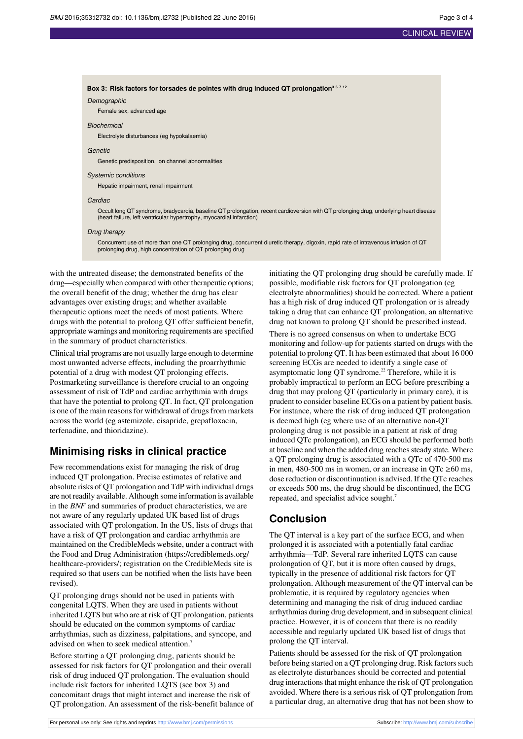**Box 3: Risk factors for torsades de pointes with drug induced QT prolongation[3 6 7 12]**

*Demographic*

Female sex, advanced age

*Biochemical*

Electrolyte disturbances (eg hypokalaemia)

*Genetic*

Genetic predisposition, ion channel abnormalities

*Systemic conditions*

Hepatic impairment, renal impairment

*Cardiac*

Occult long QT syndrome, bradycardia, baseline QT prolongation, recent cardioversion with QT prolonging drug, underlying heart disease (heart failure, left ventricular hypertrophy, myocardial infarction)

*Drug therapy*

Concurrent use of more than one QT prolonging drug, concurrent diuretic therapy, digoxin, rapid rate of intravenous infusion of QT prolonging drug, high concentration of QT prolonging drug

with the untreated disease; the demonstrated benefits of the drug—especially when compared with other therapeutic options; the overall benefit of the drug; whether the drug has clear advantages over existing drugs; and whether available therapeutic options meet the needs of most patients. Where drugs with the potential to prolong QT offer sufficient benefit, appropriate warnings and monitoring requirements are specified in the summary of product characteristics.

Clinical trial programs are not usually large enough to determine most unwanted adverse effects, including the proarrhythmic potential of a drug with modest QT prolonging effects. Postmarketing surveillance is therefore crucial to an ongoing assessment of risk of TdP and cardiac arrhythmia with drugs that have the potential to prolong QT. In fact, QT prolongation is one of the main reasons for withdrawal of drugs from markets across the world (eg astemizole, cisapride, grepafloxacin, terfenadine, and thioridazine).

## Minimising risks in clinical practice

Few recommendations exist for managing the risk of drug induced QT prolongation. Precise estimates of relative and absolute risks of QT prolongation and TdP with individual drugs are not readily available. Although some information is available in the *BNF* and summaries of product characteristics, we are not aware of any regularly updated UK based list of drugs associated with QT prolongation. In the US, lists of drugs that have a risk of QT prolongation and cardiac arrhythmia are maintained on the CredibleMeds website, under a contract with the Food and Drug Administration (https://crediblemeds.org/healthcare-providers/; registration on the CredibleMeds site is required so that users can be notified when the lists have been revised).

QT prolonging drugs should not be used in patients with congenital LQTS. When they are used in patients without inherited LQTS but who are at risk of QT prolongation, patients should be educated on the common symptoms of cardiac arrhythmias, such as dizziness, palpitations, and syncope, and advised on when to seek medical attention.[7]

Before starting a QT prolonging drug, patients should be assessed for risk factors for QT prolongation and their overall risk of drug induced QT prolongation. The evaluation should include risk factors for inherited LQTS (see box 3) and concomitant drugs that might interact and increase the risk of QT prolongation. An assessment of the risk-benefit balance of initiating the QT prolonging drug should be carefully made. If possible, modifiable risk factors for QT prolongation (eg electrolyte abnormalities) should be corrected. Where a patient has a high risk of drug induced QT prolongation or is already taking a drug that can enhance QT prolongation, an alternative drug not known to prolong QT should be prescribed instead.

There is no agreed consensus on when to undertake ECG monitoring and follow-up for patients started on drugs with the potential to prolong QT. It has been estimated that about 16 000 screening ECGs are needed to identify a single case of asymptomatic long QT syndrome.[22] Therefore, while it is probably impractical to perform an ECG before prescribing a drug that may prolong QT (particularly in primary care), it is prudent to consider baseline ECGs on a patient by patient basis. For instance, where the risk of drug induced QT prolongation is deemed high (eg where use of an alternative non-QT prolonging drug is not possible in a patient at risk of drug induced QTc prolongation), an ECG should be performed both at baseline and when the added drug reaches steady state. Where a QT prolonging drug is associated with a QTc of 470-500 ms in men, 480-500 ms in women, or an increase in QTc ≥60 ms, dose reduction or discontinuation is advised. If the QTc reaches or exceeds 500 ms, the drug should be discontinued, the ECG repeated, and specialist advice sought.[7]

## Conclusion

The QT interval is a key part of the surface ECG, and when prolonged it is associated with a potentially fatal cardiac arrhythmia—TdP. Several rare inherited LQTS can cause prolongation of QT, but it is more often caused by drugs, typically in the presence of additional risk factors for QT prolongation. Although measurement of the QT interval can be problematic, it is required by regulatory agencies when determining and managing the risk of drug induced cardiac arrhythmias during drug development, and in subsequent clinical practice. However, it is of concern that there is no readily accessible and regularly updated UK based list of drugs that prolong the QT interval.

Patients should be assessed for the risk of QT prolongation before being started on a QT prolonging drug. Risk factors such as electrolyte disturbances should be corrected and potential drug interactions that might enhance the risk of QT prolongation avoided. Where there is a serious risk of QT prolongation from a particular drug, an alternative drug that has not been show to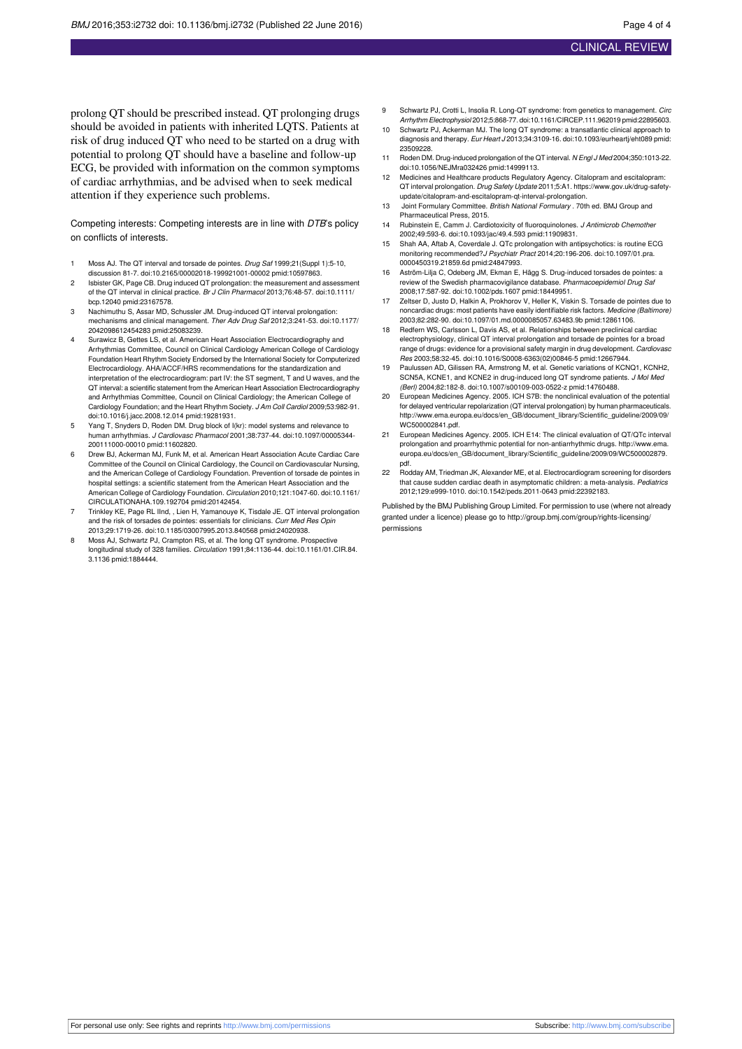prolong QT should be prescribed instead. QT prolonging drugs should be avoided in patients with inherited LQTS. Patients at risk of drug induced QT who need to be started on a drug with potential to prolong QT should have a baseline and follow-up ECG, be provided with information on the common symptoms of cardiac arrhythmias, and be advised when to seek medical attention if they experience such problems.

Competing interests: Competing interests are in line with *DTB*'s policy on conflicts of interests.

1. Moss AJ. The QT interval and torsade de pointes. *Drug Saf* 1999;21(Suppl 1):5-10, discussion 81-7. doi:10.2165/00002018-199921001-00002 pmid:10597863.
2. Isbister GK, Page CB. Drug induced QT prolongation: the measurement and assessment of the QT interval in clinical practice. *Br J Clin Pharmacol* 2013;76:48-57. doi:10.1111/bcp.12040 pmid:23167578.
3. Nachimuthu S, Assar MD, Schussler JM. Drug-induced QT interval prolongation: mechanisms and clinical management. *Ther Adv Drug Saf* 2012;3:241-53. doi:10.1177/2042098612454283 pmid:25083239.
4. Surawicz B, Gettes LS, et al. American Heart Association Electrocardiography and Arrhythmias Committee, Council on Clinical Cardiology American College of Cardiology Foundation Heart Rhythm Society Endorsed by the International Society for Computerized Electrocardiology. AHA/ACCF/HRS recommendations for the standardization and interpretation of the electrocardiogram: part IV: the ST segment, T and U waves, and the QT interval: a scientific statement from the American Heart Association Electrocardiography and Arrhythmias Committee, Council on Clinical Cardiology; the American College of Cardiology Foundation; and the Heart Rhythm Society. *J Am Coll Cardiol* 2009;53:982-91. doi:10.1016/j.jacc.2008.12.014 pmid:19281931.
5. Yang T, Snyders D, Roden DM. Drug block of I(kr): model systems and relevance to human arrhythmias. *J Cardiovasc Pharmacol* 2001;38:737-44. doi:10.1097/00005344-200111000-00010 pmid:11602820.
6. Drew BJ, Ackerman MJ, Funk M, et al. American Heart Association Acute Cardiac Care Committee of the Council on Clinical Cardiology, the Council on Cardiovascular Nursing, and the American College of Cardiology Foundation. Prevention of torsade de pointes in hospital settings: a scientific statement from the American Heart Association and the American College of Cardiology Foundation. *Circulation* 2010;121:1047-60. doi:10.1161/CIRCULATIONAHA.109.192704 pmid:20142454.
7. Trinkley KE, Page RL IInd, , Lien H, Yamanouye K, Tisdale JE. QT interval prolongation and the risk of torsades de pointes: essentials for clinicians. *Curr Med Res Opin* 2013;29:1719-26. doi:10.1185/03007995.2013.840568 pmid:24020938.
8. Moss AJ, Schwartz PJ, Crampton RS, et al. The long QT syndrome. Prospective longitudinal study of 328 families. *Circulation* 1991;84:1136-44. doi:10.1161/01.CIR.84.3.1136 pmid:1884444.
9. Schwartz PJ, Crotti L, Insolia R. Long-QT syndrome: from genetics to management. *Circ Arrhythm Electrophysiol* 2012;5:868-77. doi:10.1161/CIRCEP.111.962019 pmid:22895603.
10. Schwartz PJ, Ackerman MJ. The long QT syndrome: a transatlantic clinical approach to diagnosis and therapy. *Eur Heart J* 2013;34:3109-16. doi:10.1093/eurheartj/eht089 pmid:23509228.
11. Roden DM. Drug-induced prolongation of the QT interval. *N Engl J Med* 2004;350:1013-22. doi:10.1056/NEJMra032426 pmid:14999113.
12. Medicines and Healthcare products Regulatory Agency. Citalopram and escitalopram: QT interval prolongation. *Drug Safety Update* 2011;5:A1. https://www.gov.uk/drug-safety-update/citalopram-and-escitalopram-qt-interval-prolongation.
13. Joint Formulary Committee. *British National Formulary* . 70th ed. BMJ Group and Pharmaceutical Press, 2015.
14. Rubinstein E, Camm J. Cardiotoxicity of fluoroquinolones. *J Antimicrob Chemother* 2002;49:593-6. doi:10.1093/jac/49.4.593 pmid:11909831.
15. Shah AA, Aftab A, Coverdale J. QTc prolongation with antipsychotics: is routine ECG monitoring recommended?*J Psychiatr Pract* 2014;20:196-206. doi:10.1097/01.pra.0000450319.21859.6d pmid:24847993.
16. Aström-Lilja C, Odeberg JM, Ekman E, Hägg S. Drug-induced torsades de pointes: a review of the Swedish pharmacovigilance database. *Pharmacoepidemiol Drug Saf* 2008;17:587-92. doi:10.1002/pds.1607 pmid:18449951.
17. Zeltser D, Justo D, Halkin A, Prokhorov V, Heller K, Viskin S. Torsade de pointes due to noncardiac drugs: most patients have easily identifiable risk factors. *Medicine (Baltimore)* 2003;82:282-90. doi:10.1097/01.md.0000085057.63483.9b pmid:12861106.
18. Redfern WS, Carlsson L, Davis AS, et al. Relationships between preclinical cardiac electrophysiology, clinical QT interval prolongation and torsade de pointes for a broad range of drugs: evidence for a provisional safety margin in drug development. *Cardiovasc Res* 2003;58:32-45. doi:10.1016/S0008-6363(02)00846-5 pmid:12667944.
19. Paulussen AD, Gilissen RA, Armstrong M, et al. Genetic variations of KCNQ1, KCNH2, SCN5A, KCNE1, and KCNE2 in drug-induced long QT syndrome patients. *J Mol Med (Berl)* 2004;82:182-8. doi:10.1007/s00109-003-0522-z pmid:14760488.
20. European Medicines Agency. 2005. ICH S7B: the nonclinical evaluation of the potential for delayed ventricular repolarization (QT interval prolongation) by human pharmaceuticals. http://www.ema.europa.eu/docs/en_GB/document_library/Scientific_guideline/2009/09/WC500002841.pdf.
21. European Medicines Agency. 2005. ICH E14: The clinical evaluation of QT/QTc interval prolongation and proarrhythmic potential for non-antiarrhythmic drugs. http://www.ema.europa.eu/docs/en_GB/document_library/Scientific_guideline/2009/09/WC500002879.pdf.
22. Rodday AM, Triedman JK, Alexander ME, et al. Electrocardiogram screening for disorders that cause sudden cardiac death in asymptomatic children: a meta-analysis. *Pediatrics* 2012;129:e999-1010. doi:10.1542/peds.2011-0643 pmid:22392183.

Published by the BMJ Publishing Group Limited. For permission to use (where not already granted under a licence) please go to http://group.bmj.com/group/rights-licensing/permissions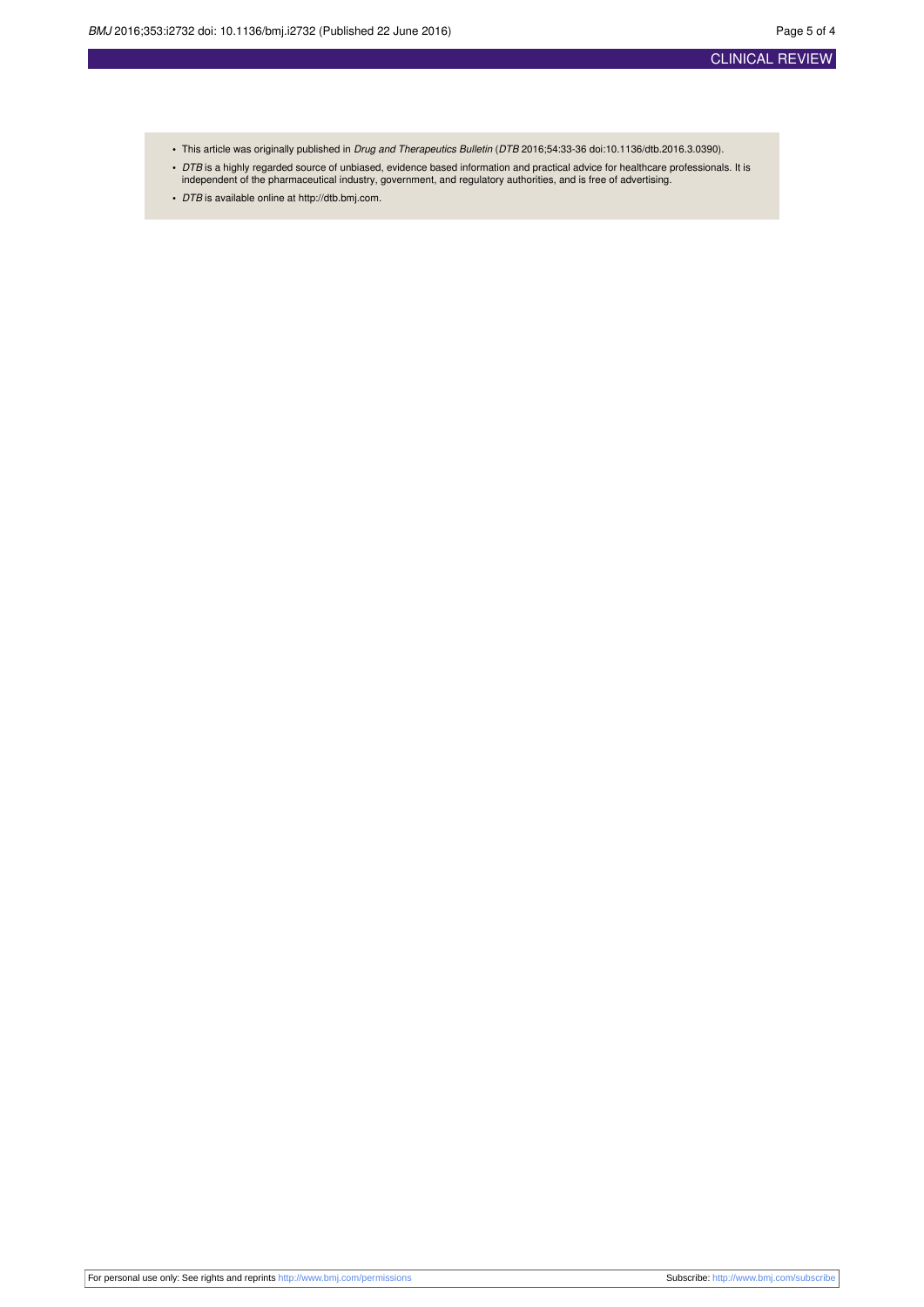- This article was originally published in *Drug and Therapeutics Bulletin* (*DTB* 2016;54:33-36 doi:10.1136/dtb.2016.3.0390).
- *DTB* is a highly regarded source of unbiased, evidence based information and practical advice for healthcare professionals. It is independent of the pharmaceutical industry, government, and regulatory authorities, and is free of advertising.
- *DTB* is available online at http://dtb.bmj.com.